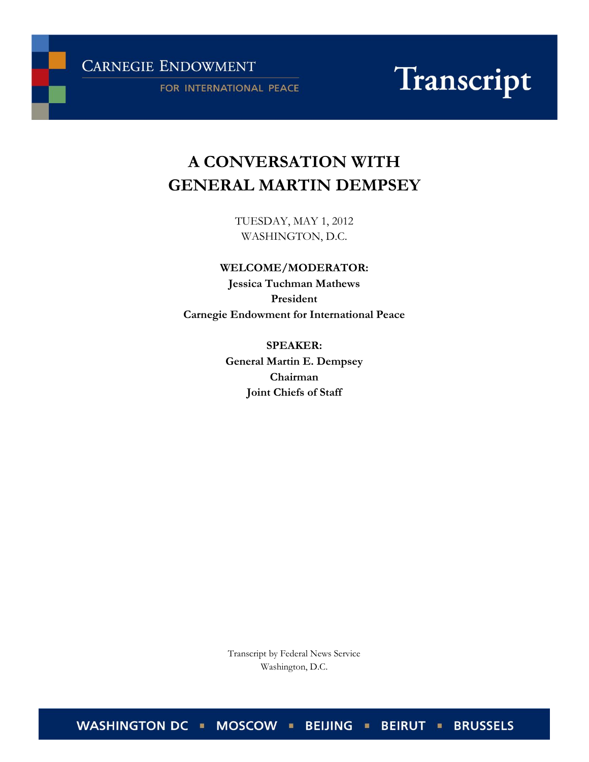CARNEGIE ENDOWMENT
FOR INTERNATIONAL PEACE

Transcript

# A CONVERSATION WITH GENERAL MARTIN DEMPSEY

TUESDAY, MAY 1, 2012
WASHINGTON, D.C.

**WELCOME/MODERATOR:**
**Jessica Tuchman Mathews**
**President**
**Carnegie Endowment for International Peace**

**SPEAKER:**
**General Martin E. Dempsey**
**Chairman**
**Joint Chiefs of Staff**

Transcript by Federal News Service
Washington, D.C.

WASHINGTON DC ▪ MOSCOW ▪ BEIJING ▪ BEIRUT ▪ BRUSSELS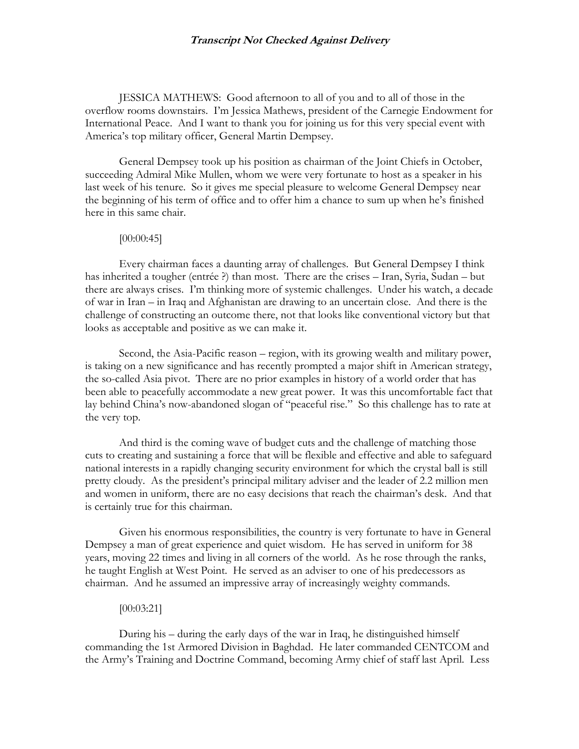JESSICA MATHEWS: Good afternoon to all of you and to all of those in the overflow rooms downstairs. I'm Jessica Mathews, president of the Carnegie Endowment for International Peace. And I want to thank you for joining us for this very special event with America's top military officer, General Martin Dempsey.

General Dempsey took up his position as chairman of the Joint Chiefs in October, succeeding Admiral Mike Mullen, whom we were very fortunate to host as a speaker in his last week of his tenure. So it gives me special pleasure to welcome General Dempsey near the beginning of his term of office and to offer him a chance to sum up when he's finished here in this same chair.

[00:00:45]

Every chairman faces a daunting array of challenges. But General Dempsey I think has inherited a tougher (entrée ?) than most. There are the crises – Iran, Syria, Sudan – but there are always crises. I'm thinking more of systemic challenges. Under his watch, a decade of war in Iran – in Iraq and Afghanistan are drawing to an uncertain close. And there is the challenge of constructing an outcome there, not that looks like conventional victory but that looks as acceptable and positive as we can make it.

Second, the Asia-Pacific reason – region, with its growing wealth and military power, is taking on a new significance and has recently prompted a major shift in American strategy, the so-called Asia pivot. There are no prior examples in history of a world order that has been able to peacefully accommodate a new great power. It was this uncomfortable fact that lay behind China's now-abandoned slogan of "peaceful rise." So this challenge has to rate at the very top.

And third is the coming wave of budget cuts and the challenge of matching those cuts to creating and sustaining a force that will be flexible and effective and able to safeguard national interests in a rapidly changing security environment for which the crystal ball is still pretty cloudy. As the president's principal military adviser and the leader of 2.2 million men and women in uniform, there are no easy decisions that reach the chairman's desk. And that is certainly true for this chairman.

Given his enormous responsibilities, the country is very fortunate to have in General Dempsey a man of great experience and quiet wisdom. He has served in uniform for 38 years, moving 22 times and living in all corners of the world. As he rose through the ranks, he taught English at West Point. He served as an adviser to one of his predecessors as chairman. And he assumed an impressive array of increasingly weighty commands.

[00:03:21]

During his – during the early days of the war in Iraq, he distinguished himself commanding the 1st Armored Division in Baghdad. He later commanded CENTCOM and the Army's Training and Doctrine Command, becoming Army chief of staff last April. Less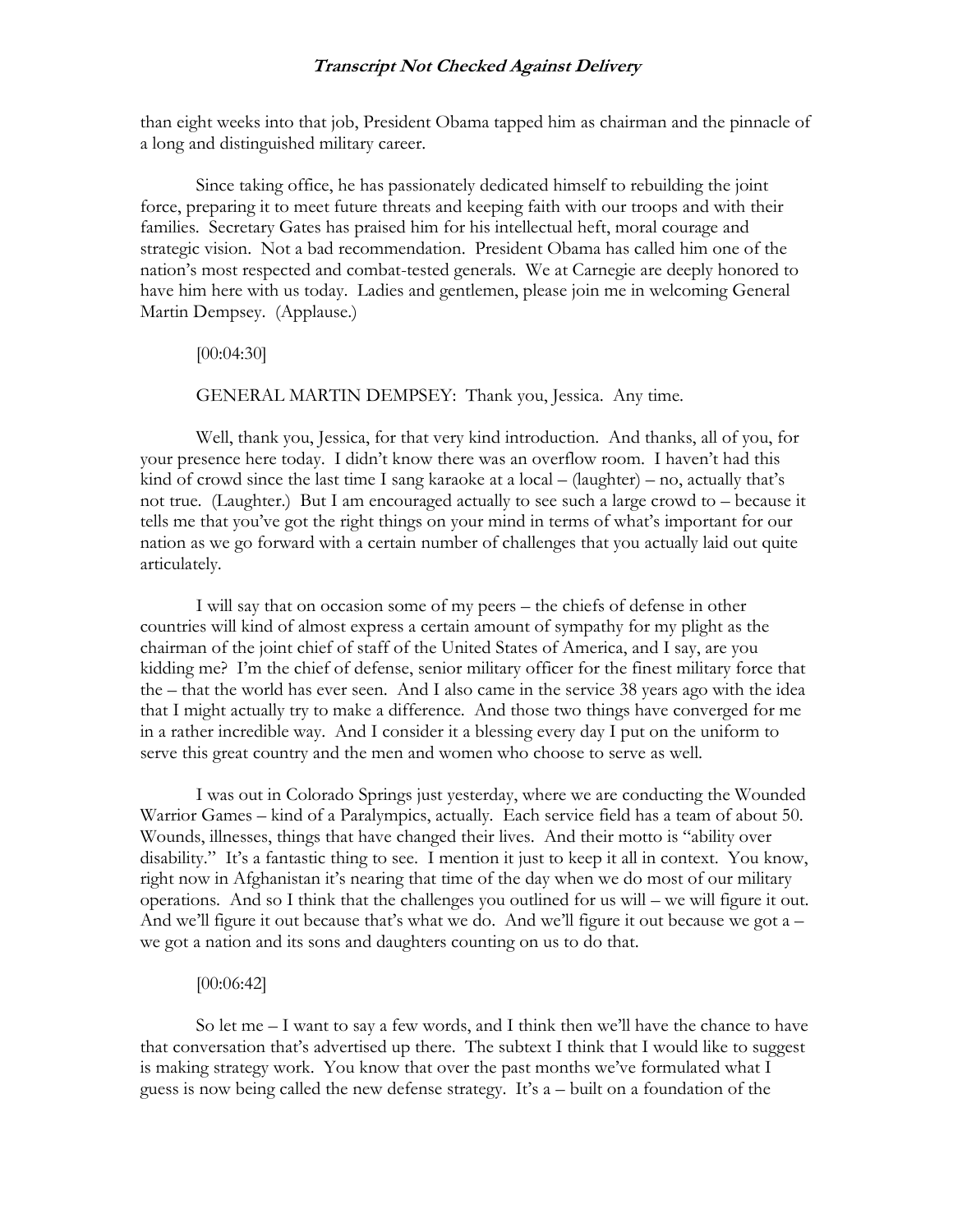than eight weeks into that job, President Obama tapped him as chairman and the pinnacle of a long and distinguished military career.

Since taking office, he has passionately dedicated himself to rebuilding the joint force, preparing it to meet future threats and keeping faith with our troops and with their families. Secretary Gates has praised him for his intellectual heft, moral courage and strategic vision. Not a bad recommendation. President Obama has called him one of the nation's most respected and combat-tested generals. We at Carnegie are deeply honored to have him here with us today. Ladies and gentlemen, please join me in welcoming General Martin Dempsey. (Applause.)

[00:04:30]

GENERAL MARTIN DEMPSEY: Thank you, Jessica. Any time.

Well, thank you, Jessica, for that very kind introduction. And thanks, all of you, for your presence here today. I didn't know there was an overflow room. I haven't had this kind of crowd since the last time I sang karaoke at a local – (laughter) – no, actually that's not true. (Laughter.) But I am encouraged actually to see such a large crowd to – because it tells me that you've got the right things on your mind in terms of what's important for our nation as we go forward with a certain number of challenges that you actually laid out quite articulately.

I will say that on occasion some of my peers – the chiefs of defense in other countries will kind of almost express a certain amount of sympathy for my plight as the chairman of the joint chief of staff of the United States of America, and I say, are you kidding me? I'm the chief of defense, senior military officer for the finest military force that the – that the world has ever seen. And I also came in the service 38 years ago with the idea that I might actually try to make a difference. And those two things have converged for me in a rather incredible way. And I consider it a blessing every day I put on the uniform to serve this great country and the men and women who choose to serve as well.

I was out in Colorado Springs just yesterday, where we are conducting the Wounded Warrior Games – kind of a Paralympics, actually. Each service field has a team of about 50. Wounds, illnesses, things that have changed their lives. And their motto is "ability over disability." It's a fantastic thing to see. I mention it just to keep it all in context. You know, right now in Afghanistan it's nearing that time of the day when we do most of our military operations. And so I think that the challenges you outlined for us will – we will figure it out. And we'll figure it out because that's what we do. And we'll figure it out because we got a – we got a nation and its sons and daughters counting on us to do that.

[00:06:42]

So let me – I want to say a few words, and I think then we'll have the chance to have that conversation that's advertised up there. The subtext I think that I would like to suggest is making strategy work. You know that over the past months we've formulated what I guess is now being called the new defense strategy. It's a – built on a foundation of the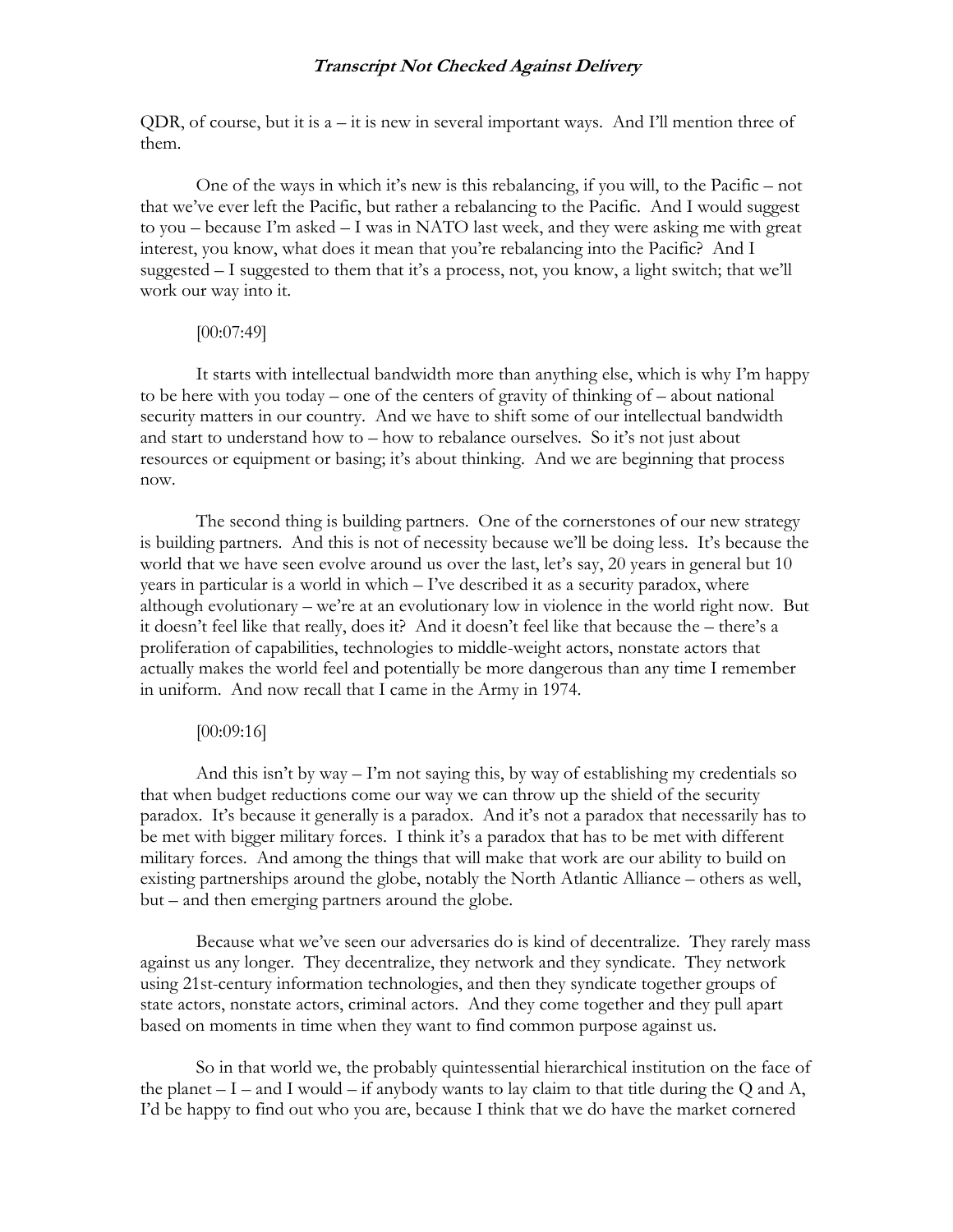QDR, of course, but it is a – it is new in several important ways. And I'll mention three of them.

One of the ways in which it's new is this rebalancing, if you will, to the Pacific – not that we've ever left the Pacific, but rather a rebalancing to the Pacific. And I would suggest to you – because I'm asked – I was in NATO last week, and they were asking me with great interest, you know, what does it mean that you're rebalancing into the Pacific? And I suggested – I suggested to them that it's a process, not, you know, a light switch; that we'll work our way into it.

[00:07:49]

It starts with intellectual bandwidth more than anything else, which is why I'm happy to be here with you today – one of the centers of gravity of thinking of – about national security matters in our country. And we have to shift some of our intellectual bandwidth and start to understand how to – how to rebalance ourselves. So it's not just about resources or equipment or basing; it's about thinking. And we are beginning that process now.

The second thing is building partners. One of the cornerstones of our new strategy is building partners. And this is not of necessity because we'll be doing less. It's because the world that we have seen evolve around us over the last, let's say, 20 years in general but 10 years in particular is a world in which – I've described it as a security paradox, where although evolutionary – we're at an evolutionary low in violence in the world right now. But it doesn't feel like that really, does it? And it doesn't feel like that because the – there's a proliferation of capabilities, technologies to middle-weight actors, nonstate actors that actually makes the world feel and potentially be more dangerous than any time I remember in uniform. And now recall that I came in the Army in 1974.

[00:09:16]

And this isn't by way – I'm not saying this, by way of establishing my credentials so that when budget reductions come our way we can throw up the shield of the security paradox. It's because it generally is a paradox. And it's not a paradox that necessarily has to be met with bigger military forces. I think it's a paradox that has to be met with different military forces. And among the things that will make that work are our ability to build on existing partnerships around the globe, notably the North Atlantic Alliance – others as well, but – and then emerging partners around the globe.

Because what we've seen our adversaries do is kind of decentralize. They rarely mass against us any longer. They decentralize, they network and they syndicate. They network using 21st-century information technologies, and then they syndicate together groups of state actors, nonstate actors, criminal actors. And they come together and they pull apart based on moments in time when they want to find common purpose against us.

So in that world we, the probably quintessential hierarchical institution on the face of the planet – I – and I would – if anybody wants to lay claim to that title during the Q and A, I'd be happy to find out who you are, because I think that we do have the market cornered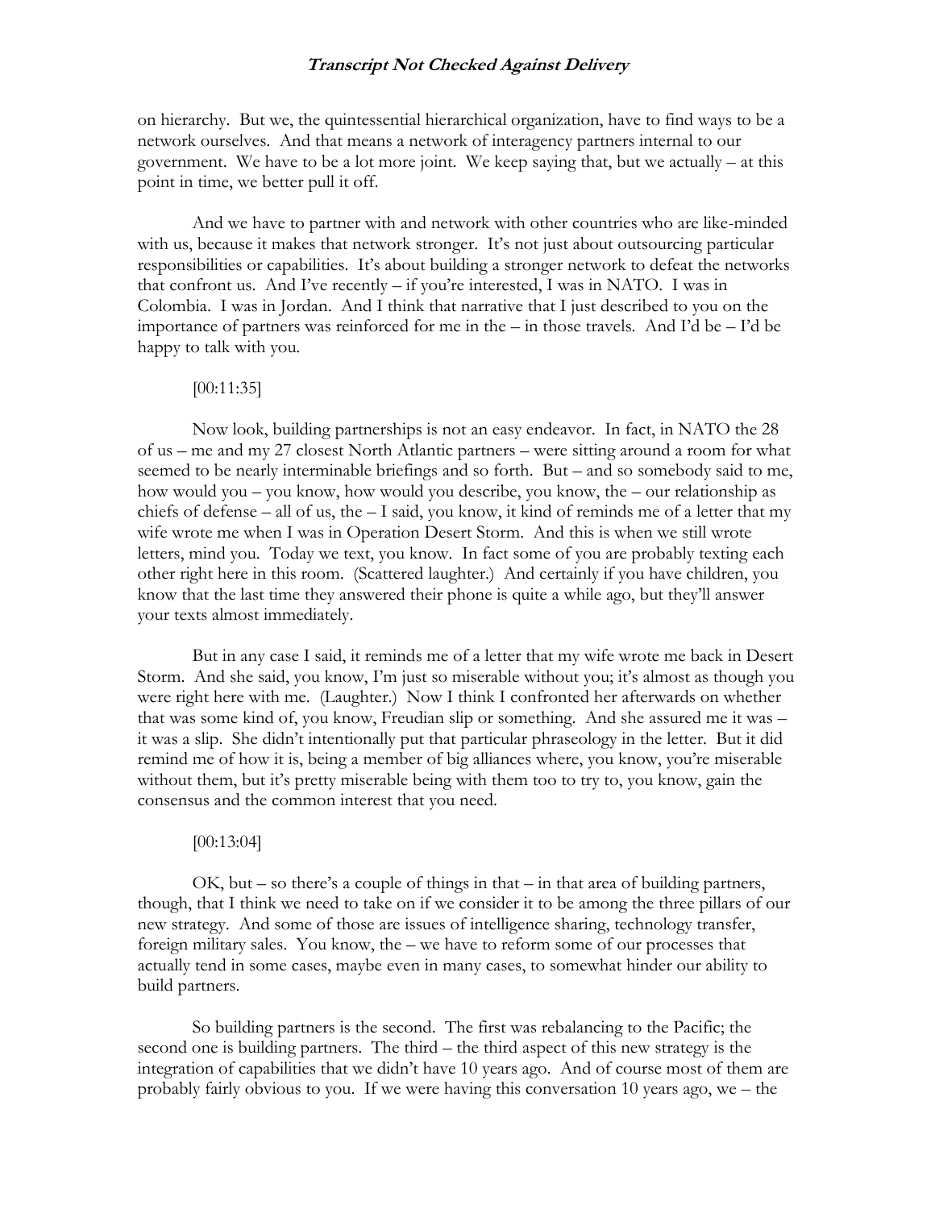on hierarchy. But we, the quintessential hierarchical organization, have to find ways to be a network ourselves. And that means a network of interagency partners internal to our government. We have to be a lot more joint. We keep saying that, but we actually – at this point in time, we better pull it off.

And we have to partner with and network with other countries who are like-minded with us, because it makes that network stronger. It's not just about outsourcing particular responsibilities or capabilities. It's about building a stronger network to defeat the networks that confront us. And I've recently – if you're interested, I was in NATO. I was in Colombia. I was in Jordan. And I think that narrative that I just described to you on the importance of partners was reinforced for me in the – in those travels. And I'd be – I'd be happy to talk with you.

[00:11:35]

Now look, building partnerships is not an easy endeavor. In fact, in NATO the 28 of us – me and my 27 closest North Atlantic partners – were sitting around a room for what seemed to be nearly interminable briefings and so forth. But – and so somebody said to me, how would you – you know, how would you describe, you know, the – our relationship as chiefs of defense – all of us, the – I said, you know, it kind of reminds me of a letter that my wife wrote me when I was in Operation Desert Storm. And this is when we still wrote letters, mind you. Today we text, you know. In fact some of you are probably texting each other right here in this room. (Scattered laughter.) And certainly if you have children, you know that the last time they answered their phone is quite a while ago, but they'll answer your texts almost immediately.

But in any case I said, it reminds me of a letter that my wife wrote me back in Desert Storm. And she said, you know, I'm just so miserable without you; it's almost as though you were right here with me. (Laughter.) Now I think I confronted her afterwards on whether that was some kind of, you know, Freudian slip or something. And she assured me it was – it was a slip. She didn't intentionally put that particular phraseology in the letter. But it did remind me of how it is, being a member of big alliances where, you know, you're miserable without them, but it's pretty miserable being with them too to try to, you know, gain the consensus and the common interest that you need.

[00:13:04]

OK, but – so there's a couple of things in that – in that area of building partners, though, that I think we need to take on if we consider it to be among the three pillars of our new strategy. And some of those are issues of intelligence sharing, technology transfer, foreign military sales. You know, the – we have to reform some of our processes that actually tend in some cases, maybe even in many cases, to somewhat hinder our ability to build partners.

So building partners is the second. The first was rebalancing to the Pacific; the second one is building partners. The third – the third aspect of this new strategy is the integration of capabilities that we didn't have 10 years ago. And of course most of them are probably fairly obvious to you. If we were having this conversation 10 years ago, we – the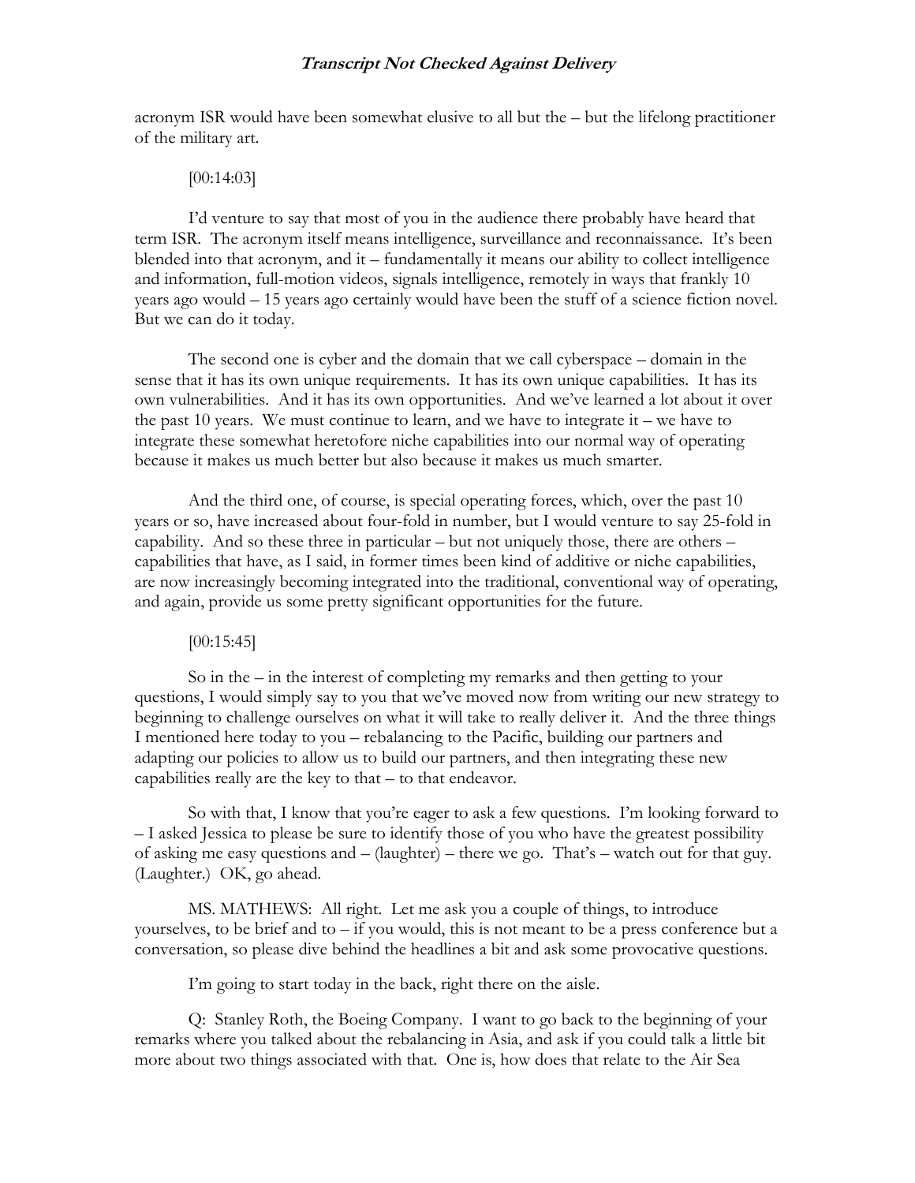acronym ISR would have been somewhat elusive to all but the – but the lifelong practitioner of the military art.

[00:14:03]

I'd venture to say that most of you in the audience there probably have heard that term ISR. The acronym itself means intelligence, surveillance and reconnaissance. It's been blended into that acronym, and it – fundamentally it means our ability to collect intelligence and information, full-motion videos, signals intelligence, remotely in ways that frankly 10 years ago would – 15 years ago certainly would have been the stuff of a science fiction novel. But we can do it today.

The second one is cyber and the domain that we call cyberspace – domain in the sense that it has its own unique requirements. It has its own unique capabilities. It has its own vulnerabilities. And it has its own opportunities. And we've learned a lot about it over the past 10 years. We must continue to learn, and we have to integrate it – we have to integrate these somewhat heretofore niche capabilities into our normal way of operating because it makes us much better but also because it makes us much smarter.

And the third one, of course, is special operating forces, which, over the past 10 years or so, have increased about four-fold in number, but I would venture to say 25-fold in capability. And so these three in particular – but not uniquely those, there are others – capabilities that have, as I said, in former times been kind of additive or niche capabilities, are now increasingly becoming integrated into the traditional, conventional way of operating, and again, provide us some pretty significant opportunities for the future.

[00:15:45]

So in the – in the interest of completing my remarks and then getting to your questions, I would simply say to you that we've moved now from writing our new strategy to beginning to challenge ourselves on what it will take to really deliver it. And the three things I mentioned here today to you – rebalancing to the Pacific, building our partners and adapting our policies to allow us to build our partners, and then integrating these new capabilities really are the key to that – to that endeavor.

So with that, I know that you're eager to ask a few questions. I'm looking forward to – I asked Jessica to please be sure to identify those of you who have the greatest possibility of asking me easy questions and – (laughter) – there we go. That's – watch out for that guy. (Laughter.) OK, go ahead.

MS. MATHEWS: All right. Let me ask you a couple of things, to introduce yourselves, to be brief and to – if you would, this is not meant to be a press conference but a conversation, so please dive behind the headlines a bit and ask some provocative questions.

I'm going to start today in the back, right there on the aisle.

Q: Stanley Roth, the Boeing Company. I want to go back to the beginning of your remarks where you talked about the rebalancing in Asia, and ask if you could talk a little bit more about two things associated with that. One is, how does that relate to the Air Sea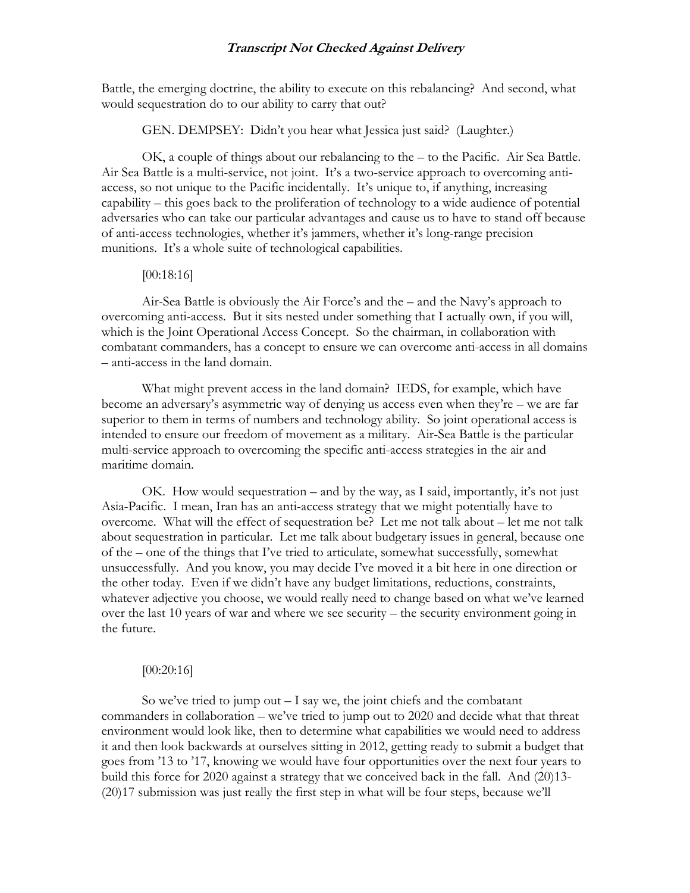Battle, the emerging doctrine, the ability to execute on this rebalancing? And second, what would sequestration do to our ability to carry that out?

GEN. DEMPSEY: Didn't you hear what Jessica just said? (Laughter.)

OK, a couple of things about our rebalancing to the – to the Pacific. Air Sea Battle. Air Sea Battle is a multi-service, not joint. It's a two-service approach to overcoming anti-access, so not unique to the Pacific incidentally. It's unique to, if anything, increasing capability – this goes back to the proliferation of technology to a wide audience of potential adversaries who can take our particular advantages and cause us to have to stand off because of anti-access technologies, whether it's jammers, whether it's long-range precision munitions. It's a whole suite of technological capabilities.

[00:18:16]

Air-Sea Battle is obviously the Air Force's and the – and the Navy's approach to overcoming anti-access. But it sits nested under something that I actually own, if you will, which is the Joint Operational Access Concept. So the chairman, in collaboration with combatant commanders, has a concept to ensure we can overcome anti-access in all domains – anti-access in the land domain.

What might prevent access in the land domain? IEDS, for example, which have become an adversary's asymmetric way of denying us access even when they're – we are far superior to them in terms of numbers and technology ability. So joint operational access is intended to ensure our freedom of movement as a military. Air-Sea Battle is the particular multi-service approach to overcoming the specific anti-access strategies in the air and maritime domain.

OK. How would sequestration – and by the way, as I said, importantly, it's not just Asia-Pacific. I mean, Iran has an anti-access strategy that we might potentially have to overcome. What will the effect of sequestration be? Let me not talk about – let me not talk about sequestration in particular. Let me talk about budgetary issues in general, because one of the – one of the things that I've tried to articulate, somewhat successfully, somewhat unsuccessfully. And you know, you may decide I've moved it a bit here in one direction or the other today. Even if we didn't have any budget limitations, reductions, constraints, whatever adjective you choose, we would really need to change based on what we've learned over the last 10 years of war and where we see security – the security environment going in the future.

[00:20:16]

So we've tried to jump out – I say we, the joint chiefs and the combatant commanders in collaboration – we've tried to jump out to 2020 and decide what that threat environment would look like, then to determine what capabilities we would need to address it and then look backwards at ourselves sitting in 2012, getting ready to submit a budget that goes from '13 to '17, knowing we would have four opportunities over the next four years to build this force for 2020 against a strategy that we conceived back in the fall. And (20)13-(20)17 submission was just really the first step in what will be four steps, because we'll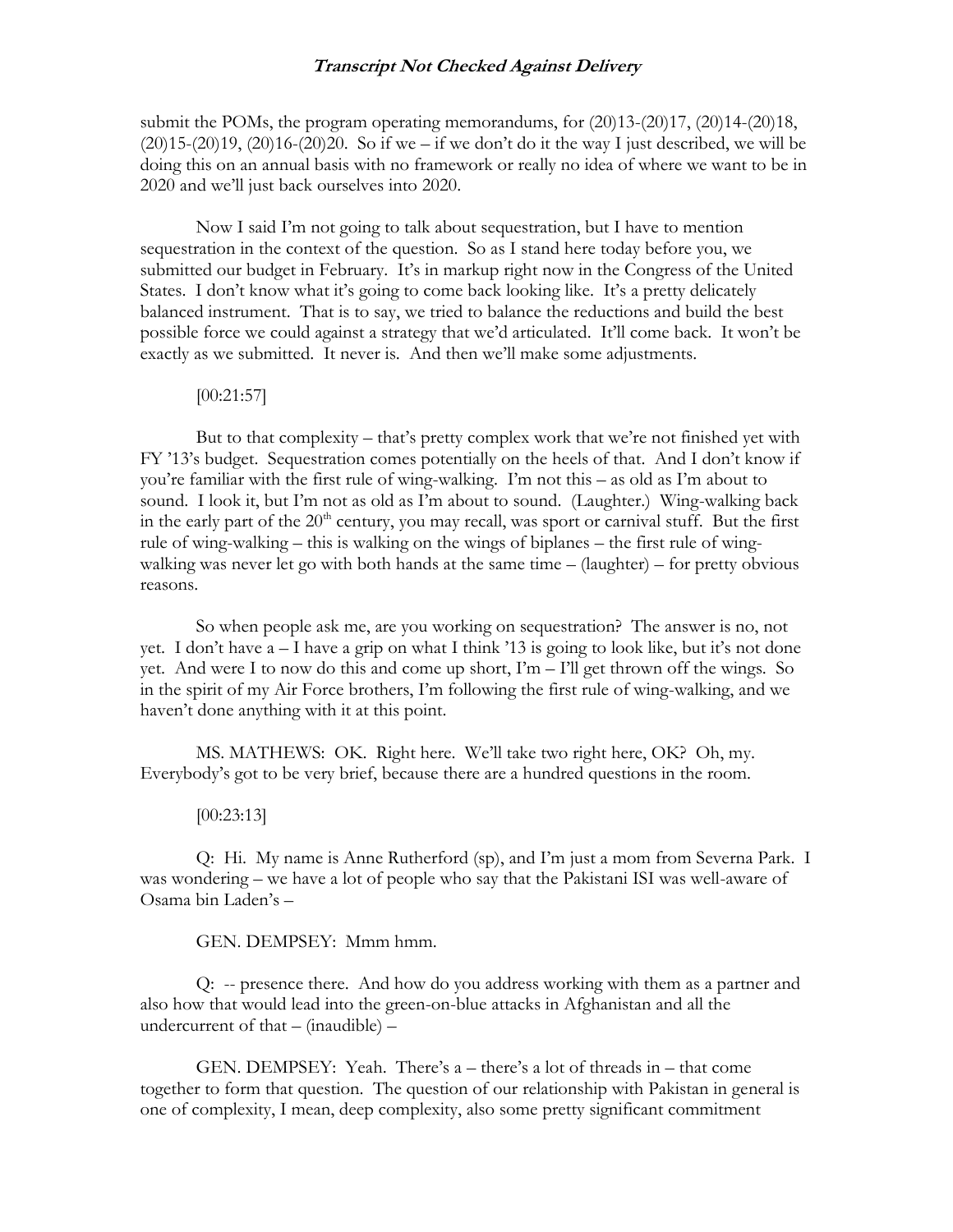submit the POMs, the program operating memorandums, for (20)13-(20)17, (20)14-(20)18, (20)15-(20)19, (20)16-(20)20. So if we – if we don't do it the way I just described, we will be doing this on an annual basis with no framework or really no idea of where we want to be in 2020 and we'll just back ourselves into 2020.

Now I said I'm not going to talk about sequestration, but I have to mention sequestration in the context of the question. So as I stand here today before you, we submitted our budget in February. It's in markup right now in the Congress of the United States. I don't know what it's going to come back looking like. It's a pretty delicately balanced instrument. That is to say, we tried to balance the reductions and build the best possible force we could against a strategy that we'd articulated. It'll come back. It won't be exactly as we submitted. It never is. And then we'll make some adjustments.

[00:21:57]

But to that complexity – that's pretty complex work that we're not finished yet with FY '13's budget. Sequestration comes potentially on the heels of that. And I don't know if you're familiar with the first rule of wing-walking. I'm not this – as old as I'm about to sound. I look it, but I'm not as old as I'm about to sound. (Laughter.) Wing-walking back in the early part of the 20th century, you may recall, was sport or carnival stuff. But the first rule of wing-walking – this is walking on the wings of biplanes – the first rule of wing-walking was never let go with both hands at the same time – (laughter) – for pretty obvious reasons.

So when people ask me, are you working on sequestration? The answer is no, not yet. I don't have a – I have a grip on what I think '13 is going to look like, but it's not done yet. And were I to now do this and come up short, I'm – I'll get thrown off the wings. So in the spirit of my Air Force brothers, I'm following the first rule of wing-walking, and we haven't done anything with it at this point.

MS. MATHEWS: OK. Right here. We'll take two right here, OK? Oh, my. Everybody's got to be very brief, because there are a hundred questions in the room.

[00:23:13]

Q: Hi. My name is Anne Rutherford (sp), and I'm just a mom from Severna Park. I was wondering – we have a lot of people who say that the Pakistani ISI was well-aware of Osama bin Laden's –

GEN. DEMPSEY: Mmm hmm.

Q: -- presence there. And how do you address working with them as a partner and also how that would lead into the green-on-blue attacks in Afghanistan and all the undercurrent of that – (inaudible) –

GEN. DEMPSEY: Yeah. There's a – there's a lot of threads in – that come together to form that question. The question of our relationship with Pakistan in general is one of complexity, I mean, deep complexity, also some pretty significant commitment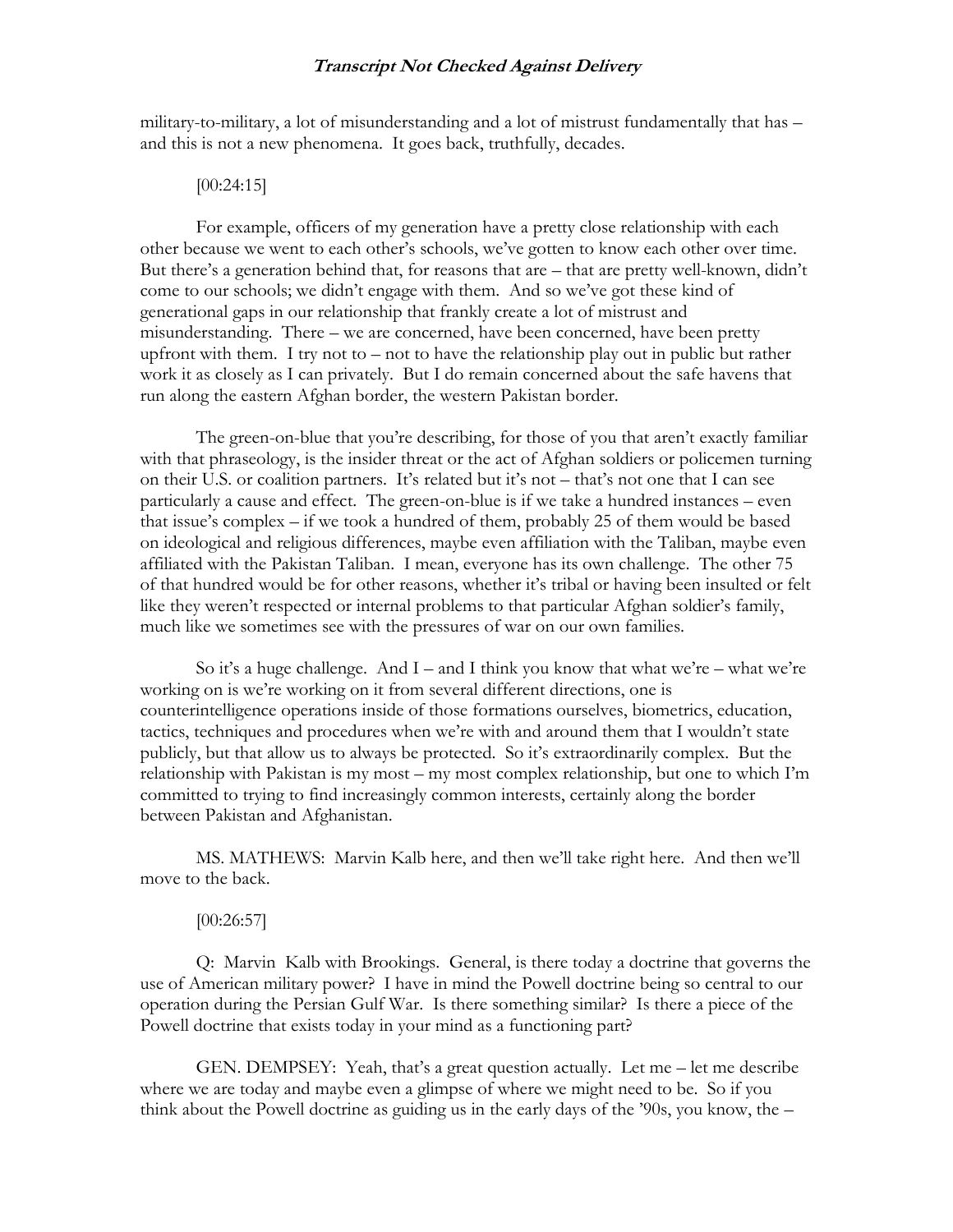military-to-military, a lot of misunderstanding and a lot of mistrust fundamentally that has – and this is not a new phenomena. It goes back, truthfully, decades.

[00:24:15]

For example, officers of my generation have a pretty close relationship with each other because we went to each other's schools, we've gotten to know each other over time. But there's a generation behind that, for reasons that are – that are pretty well-known, didn't come to our schools; we didn't engage with them. And so we've got these kind of generational gaps in our relationship that frankly create a lot of mistrust and misunderstanding. There – we are concerned, have been concerned, have been pretty upfront with them. I try not to – not to have the relationship play out in public but rather work it as closely as I can privately. But I do remain concerned about the safe havens that run along the eastern Afghan border, the western Pakistan border.

The green-on-blue that you're describing, for those of you that aren't exactly familiar with that phraseology, is the insider threat or the act of Afghan soldiers or policemen turning on their U.S. or coalition partners. It's related but it's not – that's not one that I can see particularly a cause and effect. The green-on-blue is if we take a hundred instances – even that issue's complex – if we took a hundred of them, probably 25 of them would be based on ideological and religious differences, maybe even affiliation with the Taliban, maybe even affiliated with the Pakistan Taliban. I mean, everyone has its own challenge. The other 75 of that hundred would be for other reasons, whether it's tribal or having been insulted or felt like they weren't respected or internal problems to that particular Afghan soldier's family, much like we sometimes see with the pressures of war on our own families.

So it's a huge challenge. And I – and I think you know that what we're – what we're working on is we're working on it from several different directions, one is counterintelligence operations inside of those formations ourselves, biometrics, education, tactics, techniques and procedures when we're with and around them that I wouldn't state publicly, but that allow us to always be protected. So it's extraordinarily complex. But the relationship with Pakistan is my most – my most complex relationship, but one to which I'm committed to trying to find increasingly common interests, certainly along the border between Pakistan and Afghanistan.

MS. MATHEWS: Marvin Kalb here, and then we'll take right here. And then we'll move to the back.

[00:26:57]

Q: Marvin Kalb with Brookings. General, is there today a doctrine that governs the use of American military power? I have in mind the Powell doctrine being so central to our operation during the Persian Gulf War. Is there something similar? Is there a piece of the Powell doctrine that exists today in your mind as a functioning part?

GEN. DEMPSEY: Yeah, that's a great question actually. Let me – let me describe where we are today and maybe even a glimpse of where we might need to be. So if you think about the Powell doctrine as guiding us in the early days of the '90s, you know, the –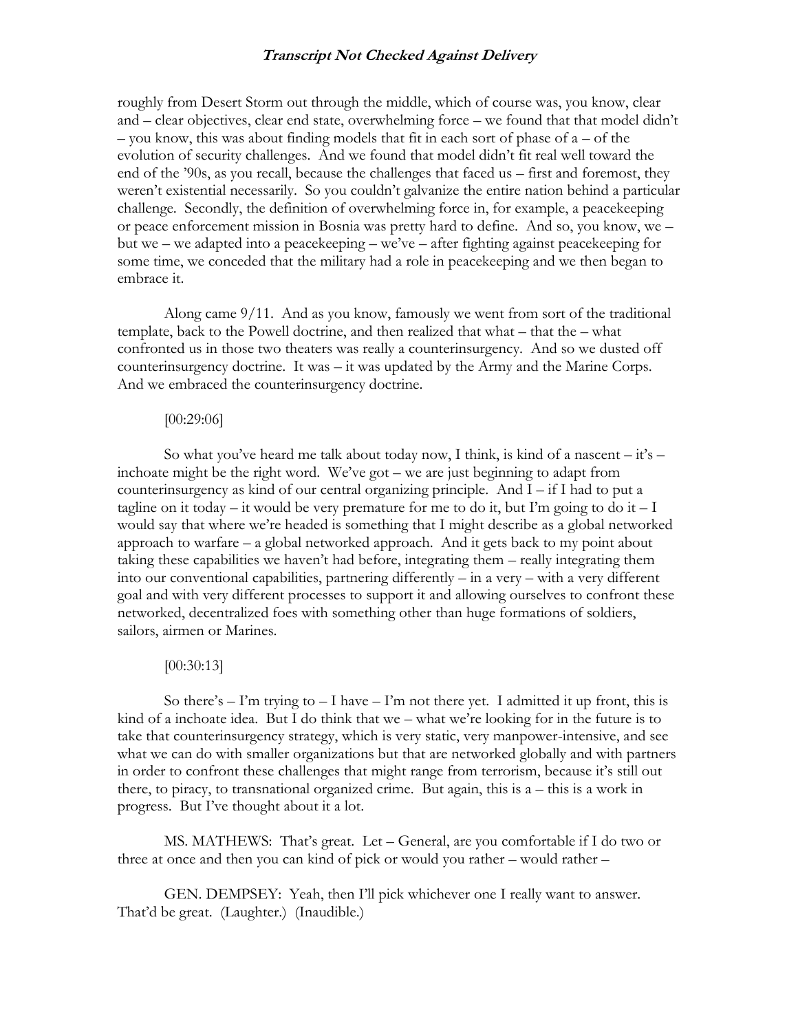roughly from Desert Storm out through the middle, which of course was, you know, clear and – clear objectives, clear end state, overwhelming force – we found that that model didn't – you know, this was about finding models that fit in each sort of phase of a – of the evolution of security challenges. And we found that model didn't fit real well toward the end of the '90s, as you recall, because the challenges that faced us – first and foremost, they weren't existential necessarily. So you couldn't galvanize the entire nation behind a particular challenge. Secondly, the definition of overwhelming force in, for example, a peacekeeping or peace enforcement mission in Bosnia was pretty hard to define. And so, you know, we – but we – we adapted into a peacekeeping – we've – after fighting against peacekeeping for some time, we conceded that the military had a role in peacekeeping and we then began to embrace it.

Along came 9/11. And as you know, famously we went from sort of the traditional template, back to the Powell doctrine, and then realized that what – that the – what confronted us in those two theaters was really a counterinsurgency. And so we dusted off counterinsurgency doctrine. It was – it was updated by the Army and the Marine Corps. And we embraced the counterinsurgency doctrine.

[00:29:06]

So what you've heard me talk about today now, I think, is kind of a nascent – it's – inchoate might be the right word. We've got – we are just beginning to adapt from counterinsurgency as kind of our central organizing principle. And I – if I had to put a tagline on it today – it would be very premature for me to do it, but I'm going to do it – I would say that where we're headed is something that I might describe as a global networked approach to warfare – a global networked approach. And it gets back to my point about taking these capabilities we haven't had before, integrating them – really integrating them into our conventional capabilities, partnering differently – in a very – with a very different goal and with very different processes to support it and allowing ourselves to confront these networked, decentralized foes with something other than huge formations of soldiers, sailors, airmen or Marines.

[00:30:13]

So there's – I'm trying to – I have – I'm not there yet. I admitted it up front, this is kind of a inchoate idea. But I do think that we – what we're looking for in the future is to take that counterinsurgency strategy, which is very static, very manpower-intensive, and see what we can do with smaller organizations but that are networked globally and with partners in order to confront these challenges that might range from terrorism, because it's still out there, to piracy, to transnational organized crime. But again, this is a – this is a work in progress. But I've thought about it a lot.

MS. MATHEWS: That's great. Let – General, are you comfortable if I do two or three at once and then you can kind of pick or would you rather – would rather –

GEN. DEMPSEY: Yeah, then I'll pick whichever one I really want to answer. That'd be great. (Laughter.) (Inaudible.)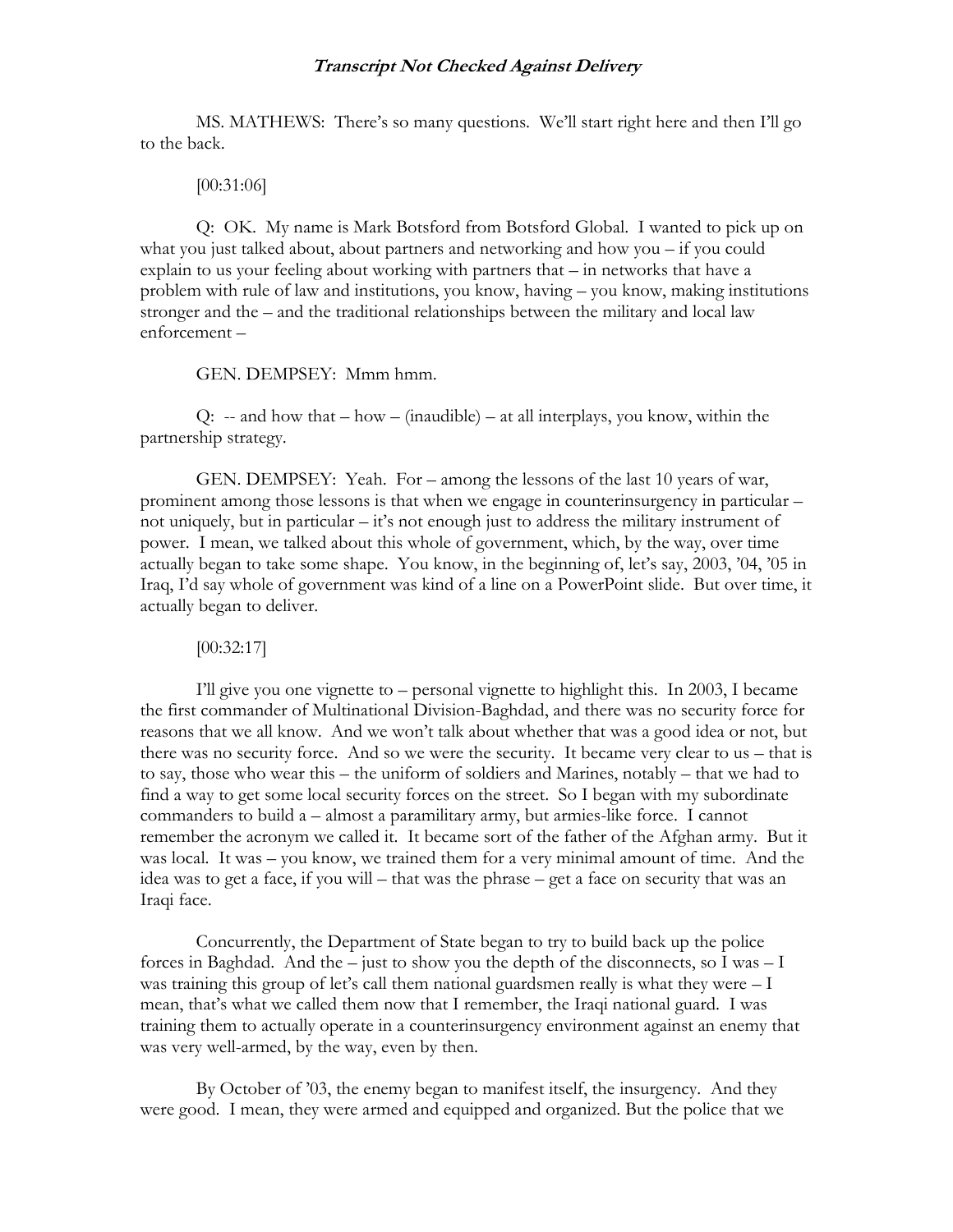MS. MATHEWS: There's so many questions. We'll start right here and then I'll go to the back.

[00:31:06]

Q: OK. My name is Mark Botsford from Botsford Global. I wanted to pick up on what you just talked about, about partners and networking and how you – if you could explain to us your feeling about working with partners that – in networks that have a problem with rule of law and institutions, you know, having – you know, making institutions stronger and the – and the traditional relationships between the military and local law enforcement –

GEN. DEMPSEY: Mmm hmm.

Q: -- and how that – how – (inaudible) – at all interplays, you know, within the partnership strategy.

GEN. DEMPSEY: Yeah. For – among the lessons of the last 10 years of war, prominent among those lessons is that when we engage in counterinsurgency in particular – not uniquely, but in particular – it's not enough just to address the military instrument of power. I mean, we talked about this whole of government, which, by the way, over time actually began to take some shape. You know, in the beginning of, let's say, 2003, '04, '05 in Iraq, I'd say whole of government was kind of a line on a PowerPoint slide. But over time, it actually began to deliver.

[00:32:17]

I'll give you one vignette to – personal vignette to highlight this. In 2003, I became the first commander of Multinational Division-Baghdad, and there was no security force for reasons that we all know. And we won't talk about whether that was a good idea or not, but there was no security force. And so we were the security. It became very clear to us – that is to say, those who wear this – the uniform of soldiers and Marines, notably – that we had to find a way to get some local security forces on the street. So I began with my subordinate commanders to build a – almost a paramilitary army, but armies-like force. I cannot remember the acronym we called it. It became sort of the father of the Afghan army. But it was local. It was – you know, we trained them for a very minimal amount of time. And the idea was to get a face, if you will – that was the phrase – get a face on security that was an Iraqi face.

Concurrently, the Department of State began to try to build back up the police forces in Baghdad. And the – just to show you the depth of the disconnects, so I was – I was training this group of let's call them national guardsmen really is what they were – I mean, that's what we called them now that I remember, the Iraqi national guard. I was training them to actually operate in a counterinsurgency environment against an enemy that was very well-armed, by the way, even by then.

By October of '03, the enemy began to manifest itself, the insurgency. And they were good. I mean, they were armed and equipped and organized. But the police that we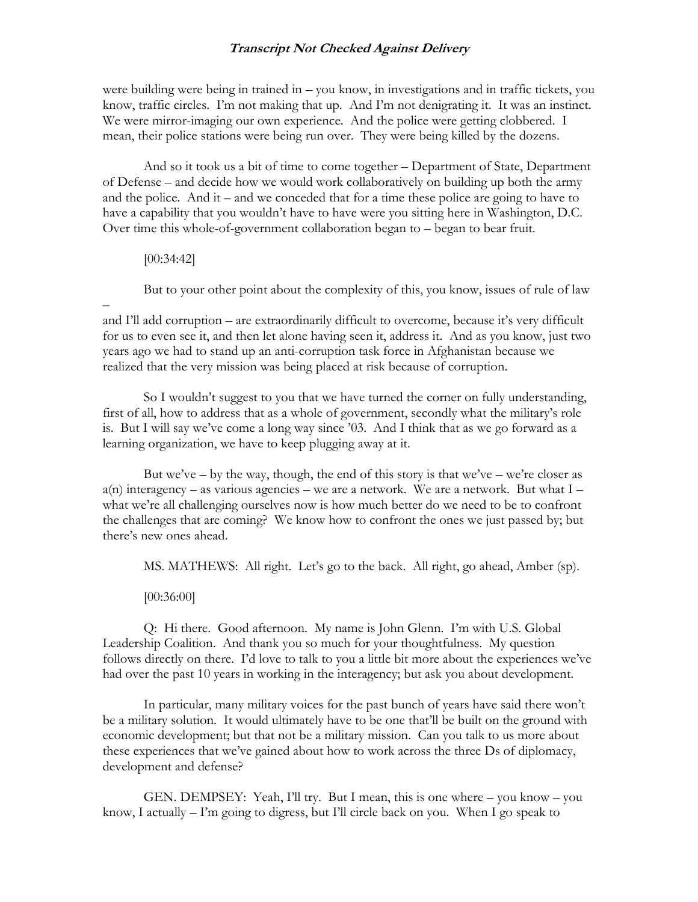were building were being in trained in – you know, in investigations and in traffic tickets, you know, traffic circles. I'm not making that up. And I'm not denigrating it. It was an instinct. We were mirror-imaging our own experience. And the police were getting clobbered. I mean, their police stations were being run over. They were being killed by the dozens.

And so it took us a bit of time to come together – Department of State, Department of Defense – and decide how we would work collaboratively on building up both the army and the police. And it – and we conceded that for a time these police are going to have to have a capability that you wouldn't have to have were you sitting here in Washington, D.C. Over time this whole-of-government collaboration began to – began to bear fruit.

[00:34:42]

But to your other point about the complexity of this, you know, issues of rule of law – and I'll add corruption – are extraordinarily difficult to overcome, because it's very difficult for us to even see it, and then let alone having seen it, address it. And as you know, just two years ago we had to stand up an anti-corruption task force in Afghanistan because we realized that the very mission was being placed at risk because of corruption.

So I wouldn't suggest to you that we have turned the corner on fully understanding, first of all, how to address that as a whole of government, secondly what the military's role is. But I will say we've come a long way since '03. And I think that as we go forward as a learning organization, we have to keep plugging away at it.

But we've – by the way, though, the end of this story is that we've – we're closer as a(n) interagency – as various agencies – we are a network. We are a network. But what I – what we're all challenging ourselves now is how much better do we need to be to confront the challenges that are coming? We know how to confront the ones we just passed by; but there's new ones ahead.

MS. MATHEWS: All right. Let's go to the back. All right, go ahead, Amber (sp).

[00:36:00]

Q: Hi there. Good afternoon. My name is John Glenn. I'm with U.S. Global Leadership Coalition. And thank you so much for your thoughtfulness. My question follows directly on there. I'd love to talk to you a little bit more about the experiences we've had over the past 10 years in working in the interagency; but ask you about development.

In particular, many military voices for the past bunch of years have said there won't be a military solution. It would ultimately have to be one that'll be built on the ground with economic development; but that not be a military mission. Can you talk to us more about these experiences that we've gained about how to work across the three Ds of diplomacy, development and defense?

GEN. DEMPSEY: Yeah, I'll try. But I mean, this is one where – you know – you know, I actually – I'm going to digress, but I'll circle back on you. When I go speak to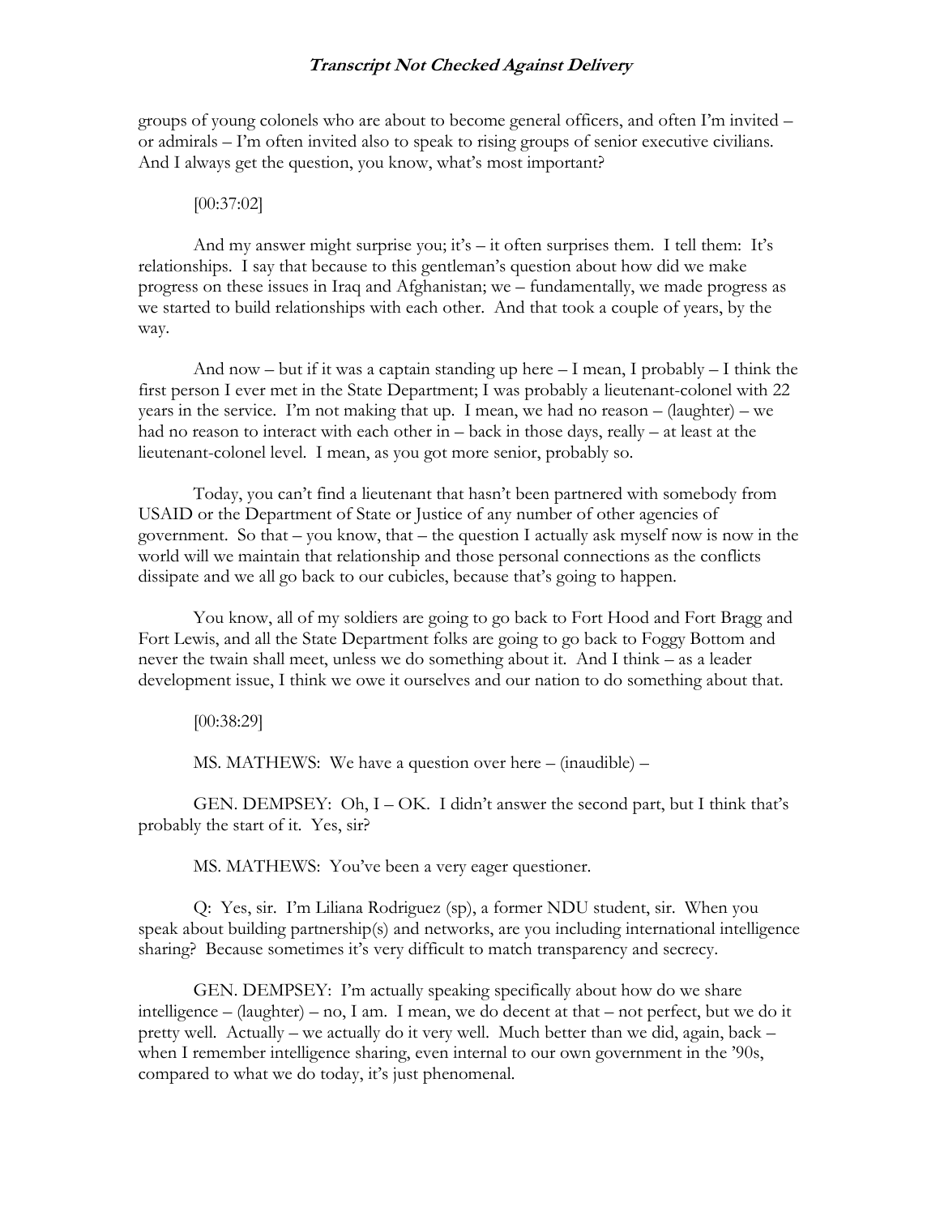groups of young colonels who are about to become general officers, and often I'm invited – or admirals – I'm often invited also to speak to rising groups of senior executive civilians. And I always get the question, you know, what's most important?

[00:37:02]

And my answer might surprise you; it's – it often surprises them. I tell them: It's relationships. I say that because to this gentleman's question about how did we make progress on these issues in Iraq and Afghanistan; we – fundamentally, we made progress as we started to build relationships with each other. And that took a couple of years, by the way.

And now – but if it was a captain standing up here – I mean, I probably – I think the first person I ever met in the State Department; I was probably a lieutenant-colonel with 22 years in the service. I'm not making that up. I mean, we had no reason – (laughter) – we had no reason to interact with each other in – back in those days, really – at least at the lieutenant-colonel level. I mean, as you got more senior, probably so.

Today, you can't find a lieutenant that hasn't been partnered with somebody from USAID or the Department of State or Justice of any number of other agencies of government. So that – you know, that – the question I actually ask myself now is now in the world will we maintain that relationship and those personal connections as the conflicts dissipate and we all go back to our cubicles, because that's going to happen.

You know, all of my soldiers are going to go back to Fort Hood and Fort Bragg and Fort Lewis, and all the State Department folks are going to go back to Foggy Bottom and never the twain shall meet, unless we do something about it. And I think – as a leader development issue, I think we owe it ourselves and our nation to do something about that.

[00:38:29]

MS. MATHEWS: We have a question over here – (inaudible) –

GEN. DEMPSEY: Oh, I – OK. I didn't answer the second part, but I think that's probably the start of it. Yes, sir?

MS. MATHEWS: You've been a very eager questioner.

Q: Yes, sir. I'm Liliana Rodriguez (sp), a former NDU student, sir. When you speak about building partnership(s) and networks, are you including international intelligence sharing? Because sometimes it's very difficult to match transparency and secrecy.

GEN. DEMPSEY: I'm actually speaking specifically about how do we share intelligence – (laughter) – no, I am. I mean, we do decent at that – not perfect, but we do it pretty well. Actually – we actually do it very well. Much better than we did, again, back – when I remember intelligence sharing, even internal to our own government in the '90s, compared to what we do today, it's just phenomenal.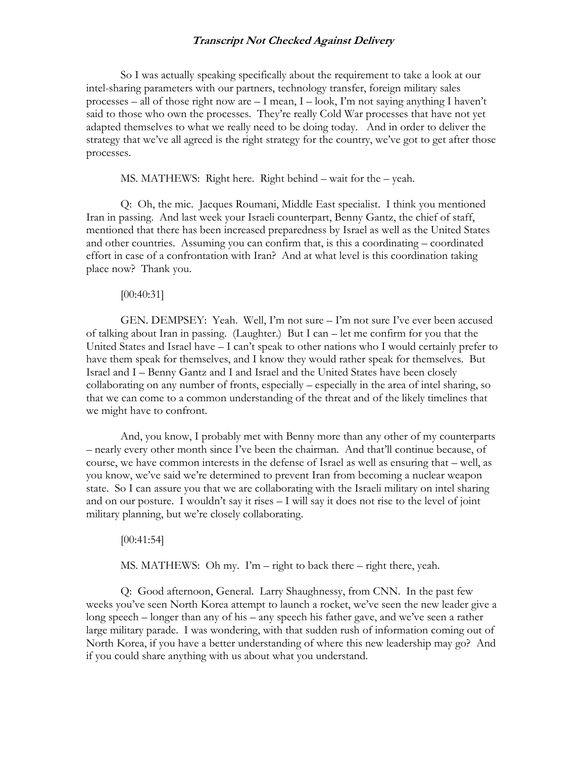So I was actually speaking specifically about the requirement to take a look at our intel-sharing parameters with our partners, technology transfer, foreign military sales processes – all of those right now are – I mean, I – look, I'm not saying anything I haven't said to those who own the processes. They're really Cold War processes that have not yet adapted themselves to what we really need to be doing today. And in order to deliver the strategy that we've all agreed is the right strategy for the country, we've got to get after those processes.

MS. MATHEWS: Right here. Right behind – wait for the – yeah.

Q: Oh, the mic. Jacques Roumani, Middle East specialist. I think you mentioned Iran in passing. And last week your Israeli counterpart, Benny Gantz, the chief of staff, mentioned that there has been increased preparedness by Israel as well as the United States and other countries. Assuming you can confirm that, is this a coordinating – coordinated effort in case of a confrontation with Iran? And at what level is this coordination taking place now? Thank you.

[00:40:31]

GEN. DEMPSEY: Yeah. Well, I'm not sure – I'm not sure I've ever been accused of talking about Iran in passing. (Laughter.) But I can – let me confirm for you that the United States and Israel have – I can't speak to other nations who I would certainly prefer to have them speak for themselves, and I know they would rather speak for themselves. But Israel and I – Benny Gantz and I and Israel and the United States have been closely collaborating on any number of fronts, especially – especially in the area of intel sharing, so that we can come to a common understanding of the threat and of the likely timelines that we might have to confront.

And, you know, I probably met with Benny more than any other of my counterparts – nearly every other month since I've been the chairman. And that'll continue because, of course, we have common interests in the defense of Israel as well as ensuring that – well, as you know, we've said we're determined to prevent Iran from becoming a nuclear weapon state. So I can assure you that we are collaborating with the Israeli military on intel sharing and on our posture. I wouldn't say it rises – I will say it does not rise to the level of joint military planning, but we're closely collaborating.

[00:41:54]

MS. MATHEWS: Oh my. I'm – right to back there – right there, yeah.

Q: Good afternoon, General. Larry Shaughnessy, from CNN. In the past few weeks you've seen North Korea attempt to launch a rocket, we've seen the new leader give a long speech – longer than any of his – any speech his father gave, and we've seen a rather large military parade. I was wondering, with that sudden rush of information coming out of North Korea, if you have a better understanding of where this new leadership may go? And if you could share anything with us about what you understand.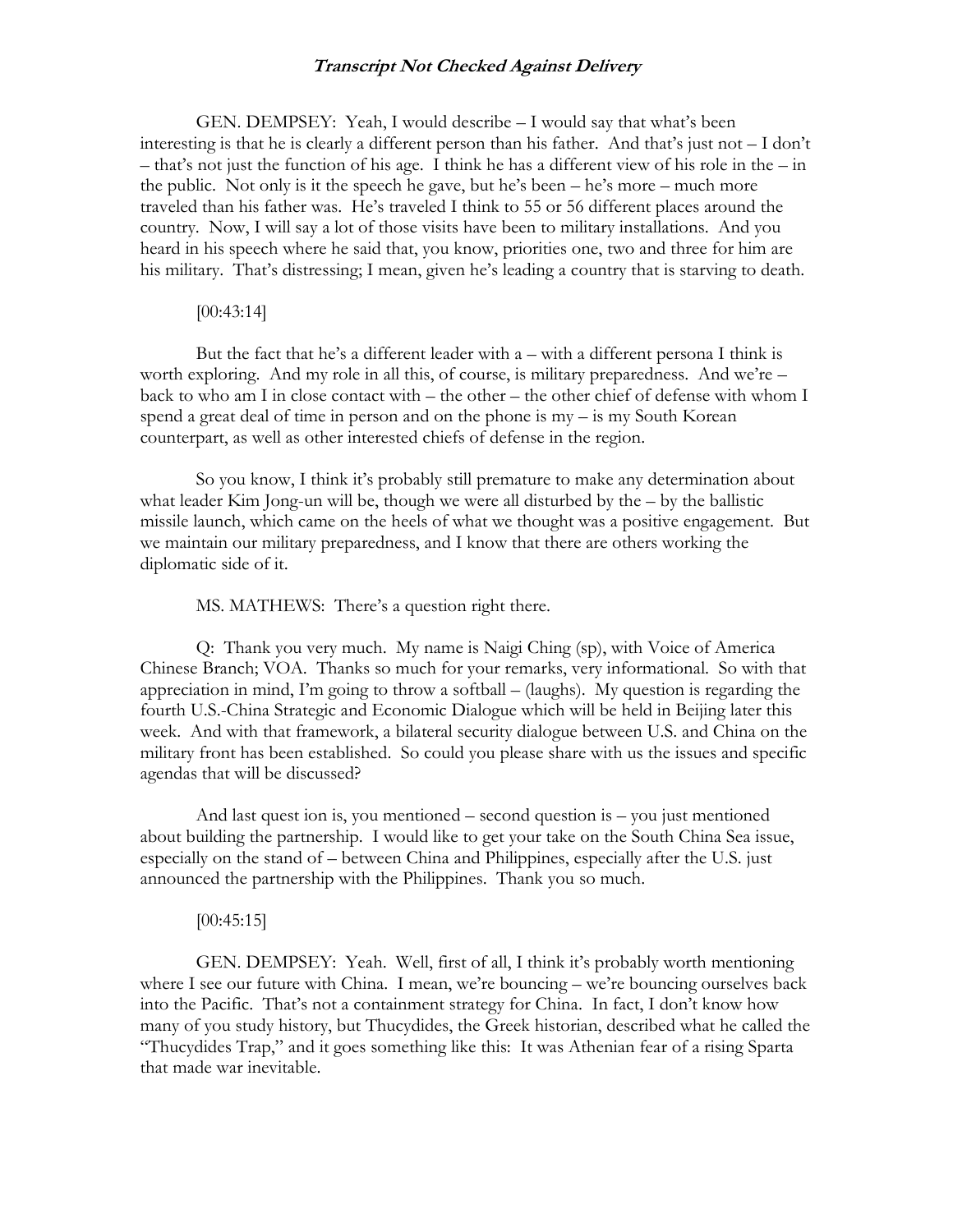GEN. DEMPSEY: Yeah, I would describe – I would say that what's been interesting is that he is clearly a different person than his father. And that's just not – I don't – that's not just the function of his age. I think he has a different view of his role in the – in the public. Not only is it the speech he gave, but he's been – he's more – much more traveled than his father was. He's traveled I think to 55 or 56 different places around the country. Now, I will say a lot of those visits have been to military installations. And you heard in his speech where he said that, you know, priorities one, two and three for him are his military. That's distressing; I mean, given he's leading a country that is starving to death.

[00:43:14]

But the fact that he's a different leader with a – with a different persona I think is worth exploring. And my role in all this, of course, is military preparedness. And we're – back to who am I in close contact with – the other – the other chief of defense with whom I spend a great deal of time in person and on the phone is my – is my South Korean counterpart, as well as other interested chiefs of defense in the region.

So you know, I think it's probably still premature to make any determination about what leader Kim Jong-un will be, though we were all disturbed by the – by the ballistic missile launch, which came on the heels of what we thought was a positive engagement. But we maintain our military preparedness, and I know that there are others working the diplomatic side of it.

MS. MATHEWS: There's a question right there.

Q: Thank you very much. My name is Naigi Ching (sp), with Voice of America Chinese Branch; VOA. Thanks so much for your remarks, very informational. So with that appreciation in mind, I'm going to throw a softball – (laughs). My question is regarding the fourth U.S.-China Strategic and Economic Dialogue which will be held in Beijing later this week. And with that framework, a bilateral security dialogue between U.S. and China on the military front has been established. So could you please share with us the issues and specific agendas that will be discussed?

And last quest ion is, you mentioned – second question is – you just mentioned about building the partnership. I would like to get your take on the South China Sea issue, especially on the stand of – between China and Philippines, especially after the U.S. just announced the partnership with the Philippines. Thank you so much.

[00:45:15]

GEN. DEMPSEY: Yeah. Well, first of all, I think it's probably worth mentioning where I see our future with China. I mean, we're bouncing – we're bouncing ourselves back into the Pacific. That's not a containment strategy for China. In fact, I don't know how many of you study history, but Thucydides, the Greek historian, described what he called the "Thucydides Trap," and it goes something like this: It was Athenian fear of a rising Sparta that made war inevitable.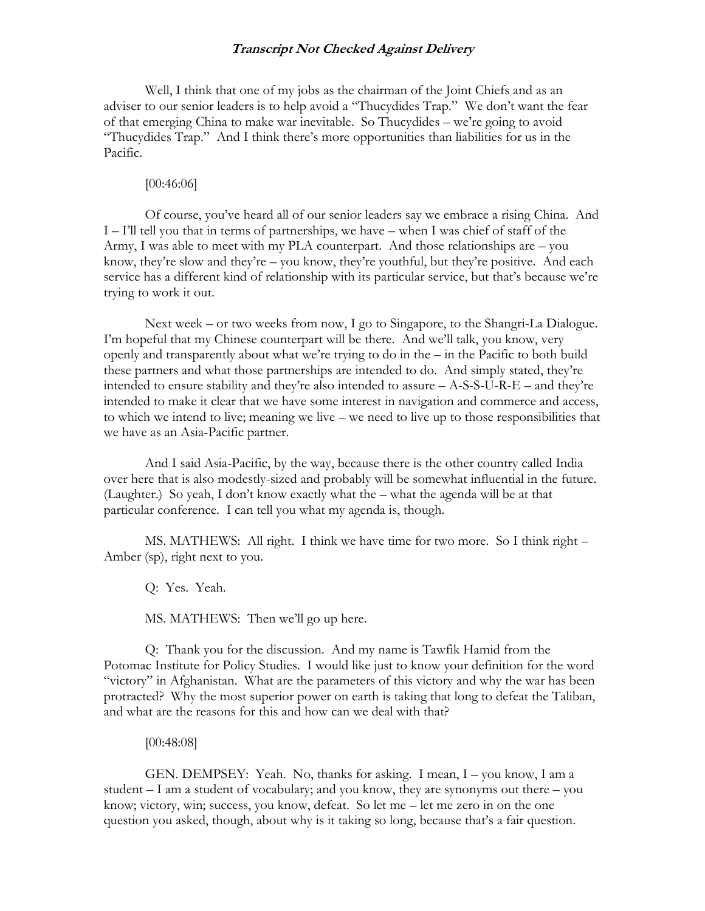Well, I think that one of my jobs as the chairman of the Joint Chiefs and as an adviser to our senior leaders is to help avoid a "Thucydides Trap." We don't want the fear of that emerging China to make war inevitable. So Thucydides – we're going to avoid "Thucydides Trap." And I think there's more opportunities than liabilities for us in the Pacific.

[00:46:06]

Of course, you've heard all of our senior leaders say we embrace a rising China. And I – I'll tell you that in terms of partnerships, we have – when I was chief of staff of the Army, I was able to meet with my PLA counterpart. And those relationships are – you know, they're slow and they're – you know, they're youthful, but they're positive. And each service has a different kind of relationship with its particular service, but that's because we're trying to work it out.

Next week – or two weeks from now, I go to Singapore, to the Shangri-La Dialogue. I'm hopeful that my Chinese counterpart will be there. And we'll talk, you know, very openly and transparently about what we're trying to do in the – in the Pacific to both build these partners and what those partnerships are intended to do. And simply stated, they're intended to ensure stability and they're also intended to assure – A-S-S-U-R-E – and they're intended to make it clear that we have some interest in navigation and commerce and access, to which we intend to live; meaning we live – we need to live up to those responsibilities that we have as an Asia-Pacific partner.

And I said Asia-Pacific, by the way, because there is the other country called India over here that is also modestly-sized and probably will be somewhat influential in the future. (Laughter.) So yeah, I don't know exactly what the – what the agenda will be at that particular conference. I can tell you what my agenda is, though.

MS. MATHEWS: All right. I think we have time for two more. So I think right – Amber (sp), right next to you.

Q: Yes. Yeah.

MS. MATHEWS: Then we'll go up here.

Q: Thank you for the discussion. And my name is Tawfik Hamid from the Potomac Institute for Policy Studies. I would like just to know your definition for the word "victory" in Afghanistan. What are the parameters of this victory and why the war has been protracted? Why the most superior power on earth is taking that long to defeat the Taliban, and what are the reasons for this and how can we deal with that?

[00:48:08]

GEN. DEMPSEY: Yeah. No, thanks for asking. I mean, I – you know, I am a student – I am a student of vocabulary; and you know, they are synonyms out there – you know; victory, win; success, you know, defeat. So let me – let me zero in on the one question you asked, though, about why is it taking so long, because that's a fair question.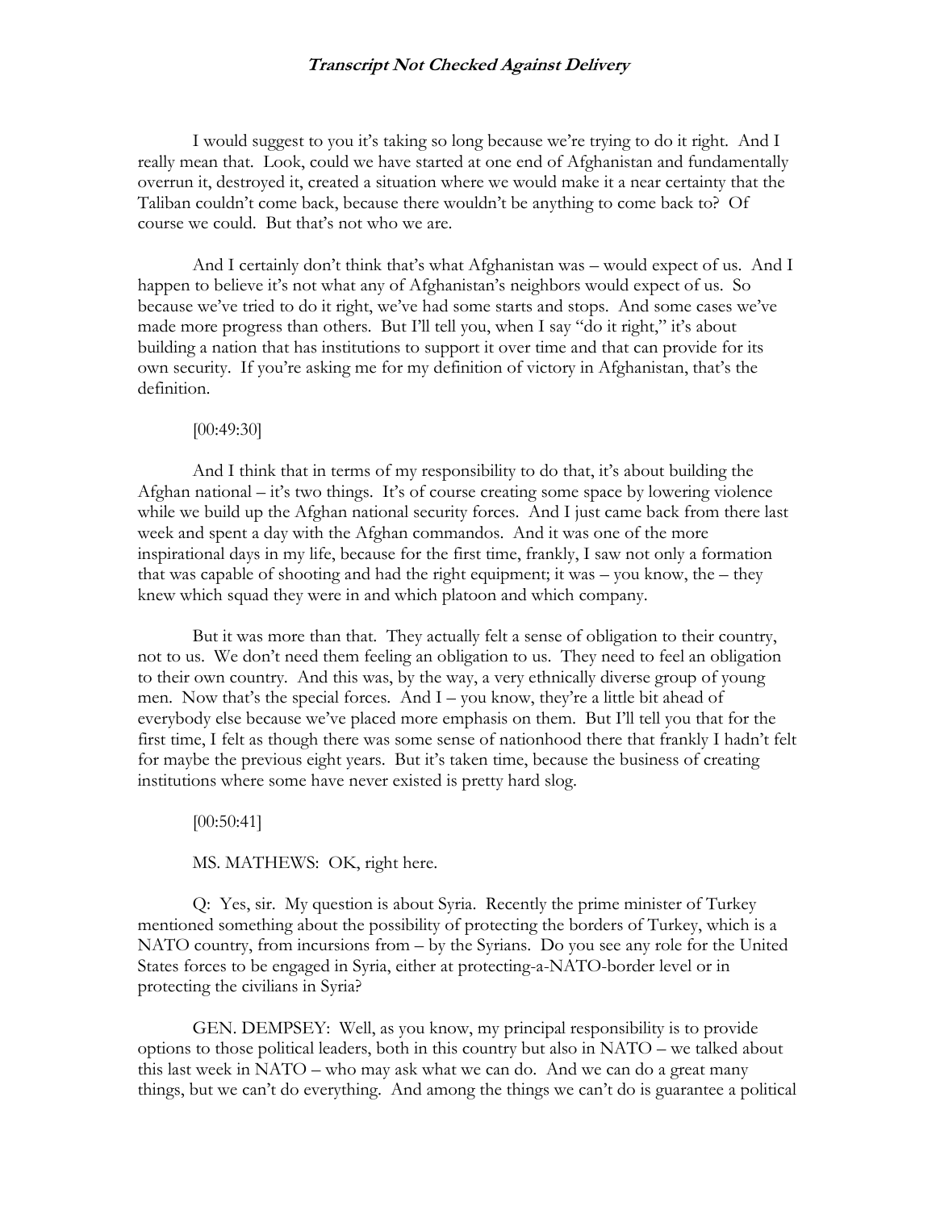I would suggest to you it's taking so long because we're trying to do it right. And I really mean that. Look, could we have started at one end of Afghanistan and fundamentally overrun it, destroyed it, created a situation where we would make it a near certainty that the Taliban couldn't come back, because there wouldn't be anything to come back to? Of course we could. But that's not who we are.

And I certainly don't think that's what Afghanistan was – would expect of us. And I happen to believe it's not what any of Afghanistan's neighbors would expect of us. So because we've tried to do it right, we've had some starts and stops. And some cases we've made more progress than others. But I'll tell you, when I say "do it right," it's about building a nation that has institutions to support it over time and that can provide for its own security. If you're asking me for my definition of victory in Afghanistan, that's the definition.

[00:49:30]

And I think that in terms of my responsibility to do that, it's about building the Afghan national – it's two things. It's of course creating some space by lowering violence while we build up the Afghan national security forces. And I just came back from there last week and spent a day with the Afghan commandos. And it was one of the more inspirational days in my life, because for the first time, frankly, I saw not only a formation that was capable of shooting and had the right equipment; it was – you know, the – they knew which squad they were in and which platoon and which company.

But it was more than that. They actually felt a sense of obligation to their country, not to us. We don't need them feeling an obligation to us. They need to feel an obligation to their own country. And this was, by the way, a very ethnically diverse group of young men. Now that's the special forces. And I – you know, they're a little bit ahead of everybody else because we've placed more emphasis on them. But I'll tell you that for the first time, I felt as though there was some sense of nationhood there that frankly I hadn't felt for maybe the previous eight years. But it's taken time, because the business of creating institutions where some have never existed is pretty hard slog.

[00:50:41]

MS. MATHEWS: OK, right here.

Q: Yes, sir. My question is about Syria. Recently the prime minister of Turkey mentioned something about the possibility of protecting the borders of Turkey, which is a NATO country, from incursions from – by the Syrians. Do you see any role for the United States forces to be engaged in Syria, either at protecting-a-NATO-border level or in protecting the civilians in Syria?

GEN. DEMPSEY: Well, as you know, my principal responsibility is to provide options to those political leaders, both in this country but also in NATO – we talked about this last week in NATO – who may ask what we can do. And we can do a great many things, but we can't do everything. And among the things we can't do is guarantee a political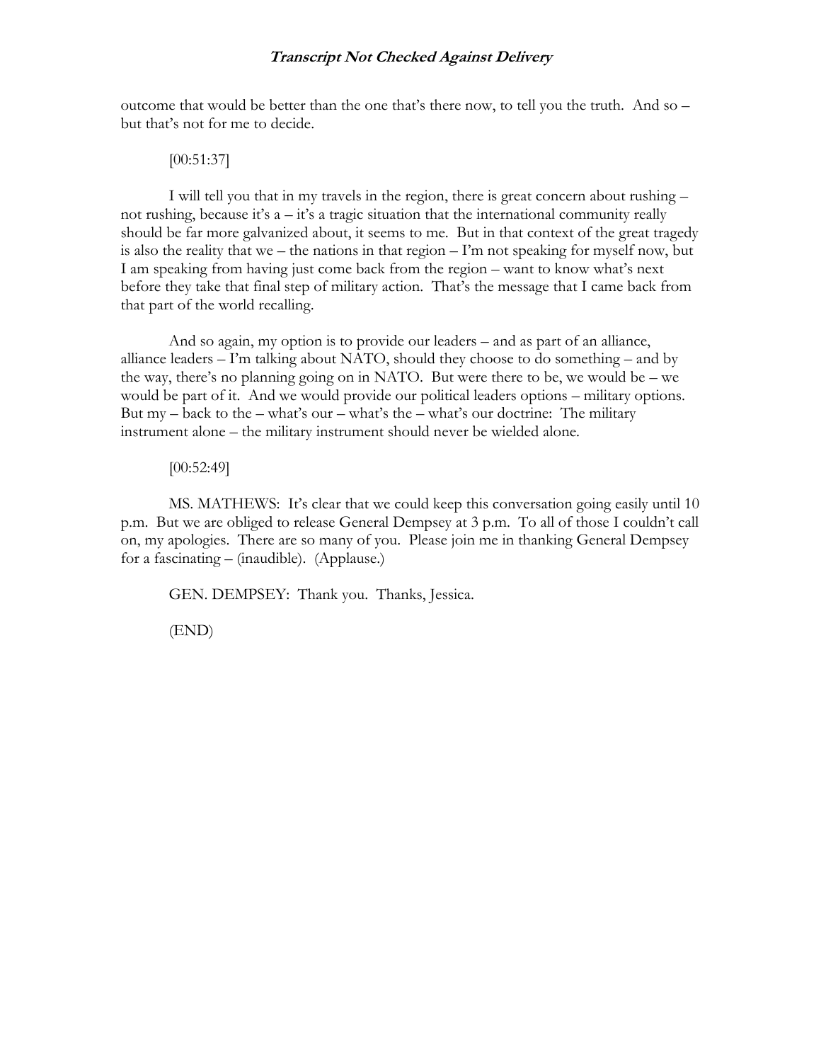outcome that would be better than the one that's there now, to tell you the truth. And so – but that's not for me to decide.

[00:51:37]

I will tell you that in my travels in the region, there is great concern about rushing – not rushing, because it's a – it's a tragic situation that the international community really should be far more galvanized about, it seems to me. But in that context of the great tragedy is also the reality that we – the nations in that region – I'm not speaking for myself now, but I am speaking from having just come back from the region – want to know what's next before they take that final step of military action. That's the message that I came back from that part of the world recalling.

And so again, my option is to provide our leaders – and as part of an alliance, alliance leaders – I'm talking about NATO, should they choose to do something – and by the way, there's no planning going on in NATO. But were there to be, we would be – we would be part of it. And we would provide our political leaders options – military options. But my – back to the – what's our – what's the – what's our doctrine: The military instrument alone – the military instrument should never be wielded alone.

[00:52:49]

MS. MATHEWS: It's clear that we could keep this conversation going easily until 10 p.m. But we are obliged to release General Dempsey at 3 p.m. To all of those I couldn't call on, my apologies. There are so many of you. Please join me in thanking General Dempsey for a fascinating – (inaudible). (Applause.)

GEN. DEMPSEY: Thank you. Thanks, Jessica.

(END)